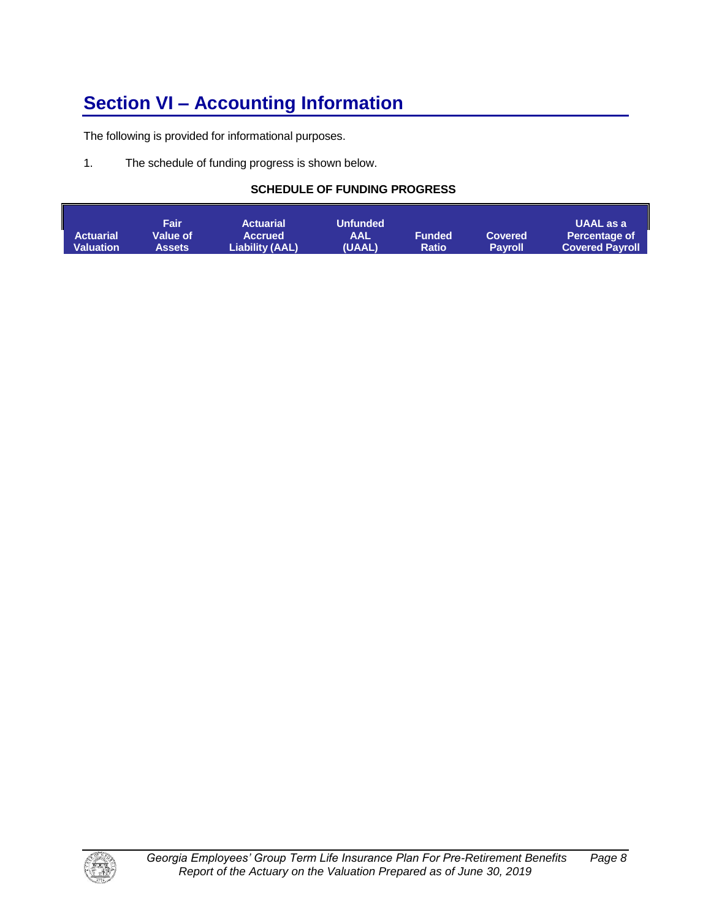## Section VI – Accounting Information

The following is provided for informational purposes.

1. The schedule of funding progress is shown below.

**SCHEDULE OF FUNDING PROGRESS**

| Actuarial Valuation | Fair Value of Assets | Actuarial Accrued Liability (AAL) | Unfunded AAL (UAAL) | Funded Ratio | Covered Payroll | UAAL as a Percentage of Covered Payroll |
|---|---|---|---|---|---|---|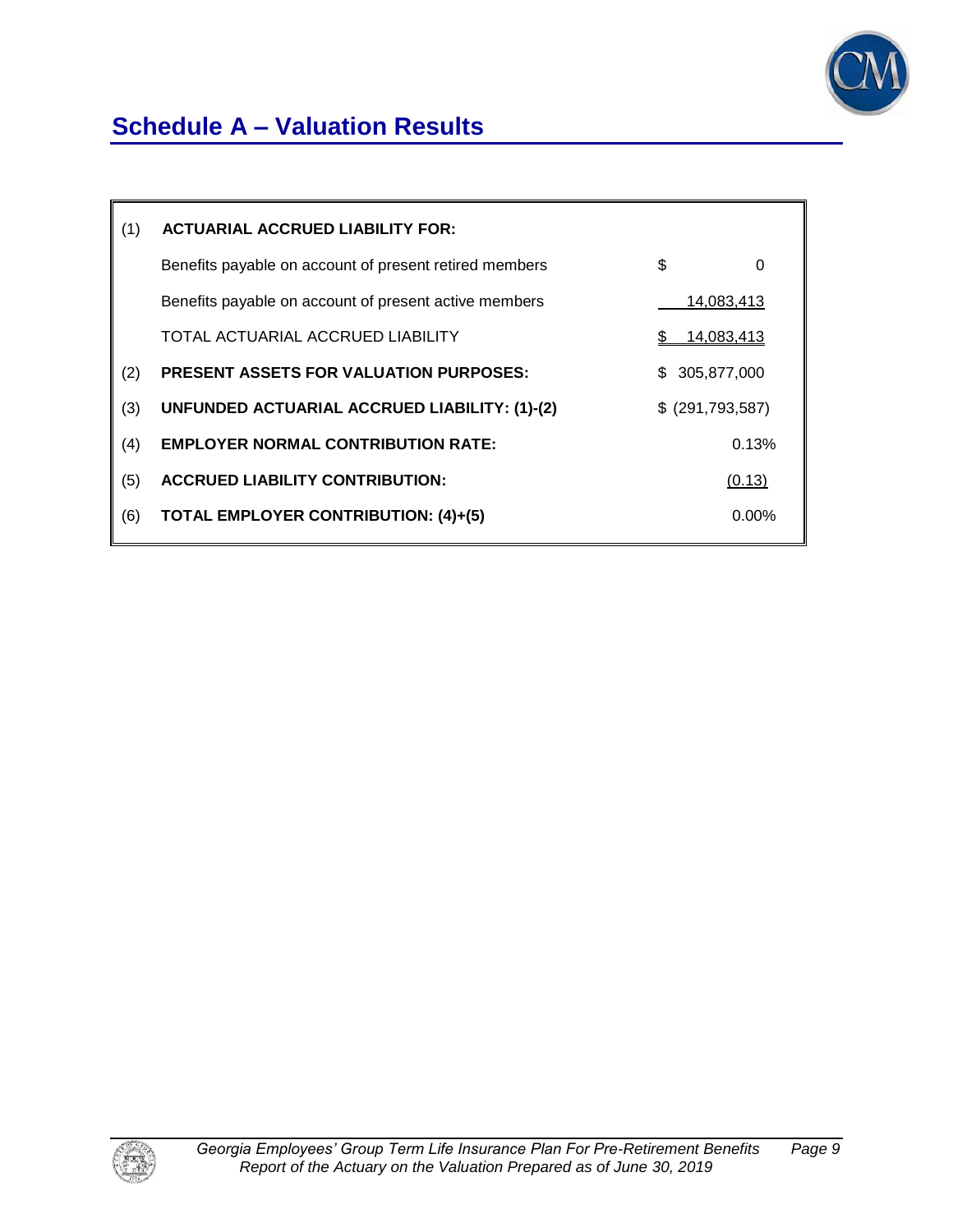## Schedule A – Valuation Results

| | | |
|---|---|---|
| (1) | **ACTUARIAL ACCRUED LIABILITY FOR:** | |
| | Benefits payable on account of present retired members | $ 0 |
| | Benefits payable on account of present active members | 14,083,413 |
| | TOTAL ACTUARIAL ACCRUED LIABILITY | $ 14,083,413 |
| (2) | **PRESENT ASSETS FOR VALUATION PURPOSES:** | $ 305,877,000 |
| (3) | **UNFUNDED ACTUARIAL ACCRUED LIABILITY: (1)-(2)** | $ (291,793,587) |
| (4) | **EMPLOYER NORMAL CONTRIBUTION RATE:** | 0.13% |
| (5) | **ACCRUED LIABILITY CONTRIBUTION:** | (0.13) |
| (6) | **TOTAL EMPLOYER CONTRIBUTION: (4)+(5)** | 0.00% |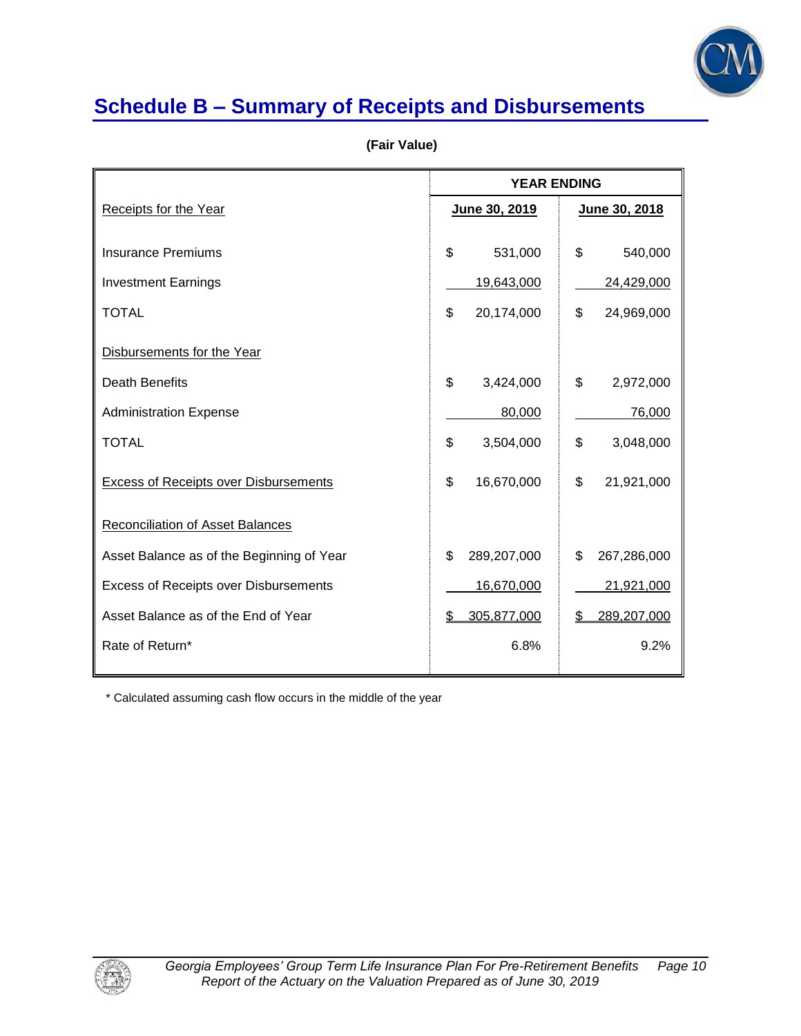# Schedule B – Summary of Receipts and Disbursements

**(Fair Value)**

| | YEAR ENDING | |
|---|---|---|
| Receipts for the Year | June 30, 2019 | June 30, 2018 |
| Insurance Premiums | $ 531,000 | $ 540,000 |
| Investment Earnings | 19,643,000 | 24,429,000 |
| TOTAL | $ 20,174,000 | $ 24,969,000 |
| Disbursements for the Year | | |
| Death Benefits | $ 3,424,000 | $ 2,972,000 |
| Administration Expense | 80,000 | 76,000 |
| TOTAL | $ 3,504,000 | $ 3,048,000 |
| Excess of Receipts over Disbursements | $ 16,670,000 | $ 21,921,000 |
| Reconciliation of Asset Balances | | |
| Asset Balance as of the Beginning of Year | $ 289,207,000 | $ 267,286,000 |
| Excess of Receipts over Disbursements | 16,670,000 | 21,921,000 |
| Asset Balance as of the End of Year | $ 305,877,000 | $ 289,207,000 |
| Rate of Return* | 6.8% | 9.2% |

\* Calculated assuming cash flow occurs in the middle of the year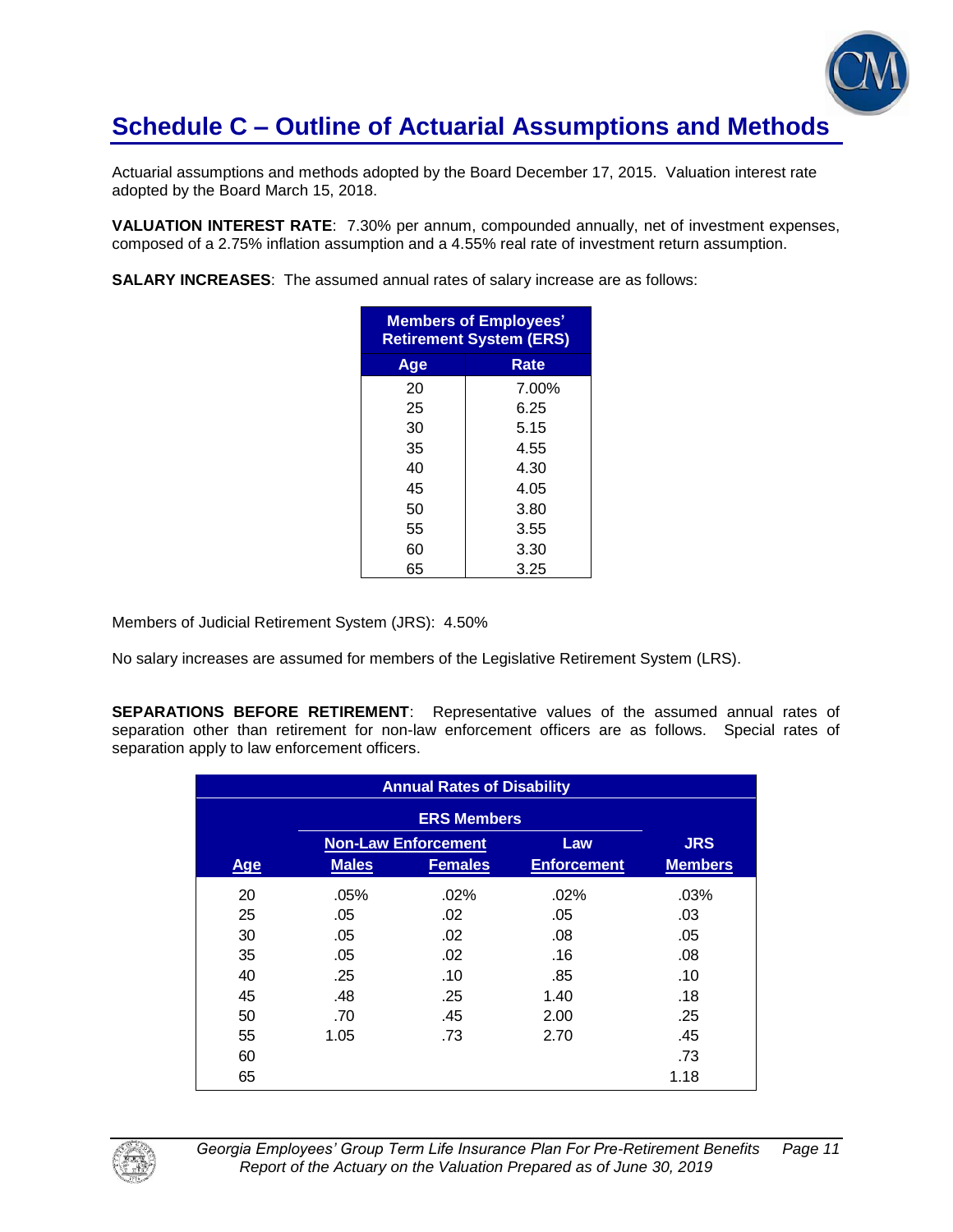# Schedule C – Outline of Actuarial Assumptions and Methods

Actuarial assumptions and methods adopted by the Board December 17, 2015. Valuation interest rate adopted by the Board March 15, 2018.

**VALUATION INTEREST RATE**: 7.30% per annum, compounded annually, net of investment expenses, composed of a 2.75% inflation assumption and a 4.55% real rate of investment return assumption.

**SALARY INCREASES**: The assumed annual rates of salary increase are as follows:

| Members of Employees' Retirement System (ERS) | |
|---|---|
| **Age** | **Rate** |
| 20 | 7.00% |
| 25 | 6.25 |
| 30 | 5.15 |
| 35 | 4.55 |
| 40 | 4.30 |
| 45 | 4.05 |
| 50 | 3.80 |
| 55 | 3.55 |
| 60 | 3.30 |
| 65 | 3.25 |

Members of Judicial Retirement System (JRS): 4.50%

No salary increases are assumed for members of the Legislative Retirement System (LRS).

**SEPARATIONS BEFORE RETIREMENT**: Representative values of the assumed annual rates of separation other than retirement for non-law enforcement officers are as follows. Special rates of separation apply to law enforcement officers.

| Annual Rates of Disability | | | | |
|---|---|---|---|---|
| | ERS Members | | | |
| | Non-Law Enforcement | | Law | JRS |
| Age | Males | Females | Enforcement | Members |
| 20 | .05% | .02% | .02% | .03% |
| 25 | .05 | .02 | .05 | .03 |
| 30 | .05 | .02 | .08 | .05 |
| 35 | .05 | .02 | .16 | .08 |
| 40 | .25 | .10 | .85 | .10 |
| 45 | .48 | .25 | 1.40 | .18 |
| 50 | .70 | .45 | 2.00 | .25 |
| 55 | 1.05 | .73 | 2.70 | .45 |
| 60 | | | | .73 |
| 65 | | | | 1.18 |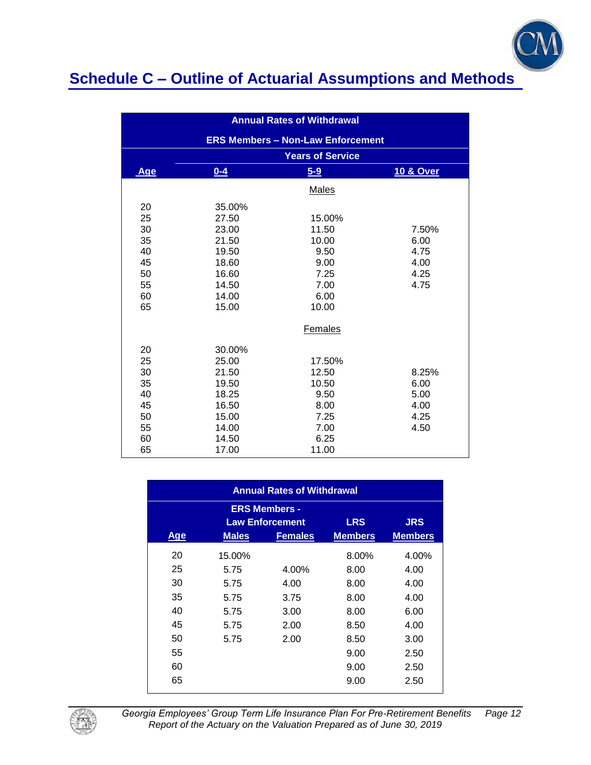## Schedule C – Outline of Actuarial Assumptions and Methods

**Annual Rates of Withdrawal**

**ERS Members – Non-Law Enforcement**

| Age | Years of Service: 0-4 | 5-9 | 10 & Over |
|---|---|---|---|
| **Males** | | | |
| 20 | 35.00% | | |
| 25 | 27.50 | 15.00% | |
| 30 | 23.00 | 11.50 | 7.50% |
| 35 | 21.50 | 10.00 | 6.00 |
| 40 | 19.50 | 9.50 | 4.75 |
| 45 | 18.60 | 9.00 | 4.00 |
| 50 | 16.60 | 7.25 | 4.25 |
| 55 | 14.50 | 7.00 | 4.75 |
| 60 | 14.00 | 6.00 | |
| 65 | 15.00 | 10.00 | |
| **Females** | | | |
| 20 | 30.00% | | |
| 25 | 25.00 | 17.50% | |
| 30 | 21.50 | 12.50 | 8.25% |
| 35 | 19.50 | 10.50 | 6.00 |
| 40 | 18.25 | 9.50 | 5.00 |
| 45 | 16.50 | 8.00 | 4.00 |
| 50 | 15.00 | 7.25 | 4.25 |
| 55 | 14.00 | 7.00 | 4.50 |
| 60 | 14.50 | 6.25 | |
| 65 | 17.00 | 11.00 | |

**Annual Rates of Withdrawal**

| Age | ERS Members - Law Enforcement: Males | ERS Members - Law Enforcement: Females | LRS Members | JRS Members |
|---|---|---|---|---|
| 20 | 15.00% | | 8.00% | 4.00% |
| 25 | 5.75 | 4.00% | 8.00 | 4.00 |
| 30 | 5.75 | 4.00 | 8.00 | 4.00 |
| 35 | 5.75 | 3.75 | 8.00 | 4.00 |
| 40 | 5.75 | 3.00 | 8.00 | 6.00 |
| 45 | 5.75 | 2.00 | 8.50 | 4.00 |
| 50 | 5.75 | 2.00 | 8.50 | 3.00 |
| 55 | | | 9.00 | 2.50 |
| 60 | | | 9.00 | 2.50 |
| 65 | | | 9.00 | 2.50 |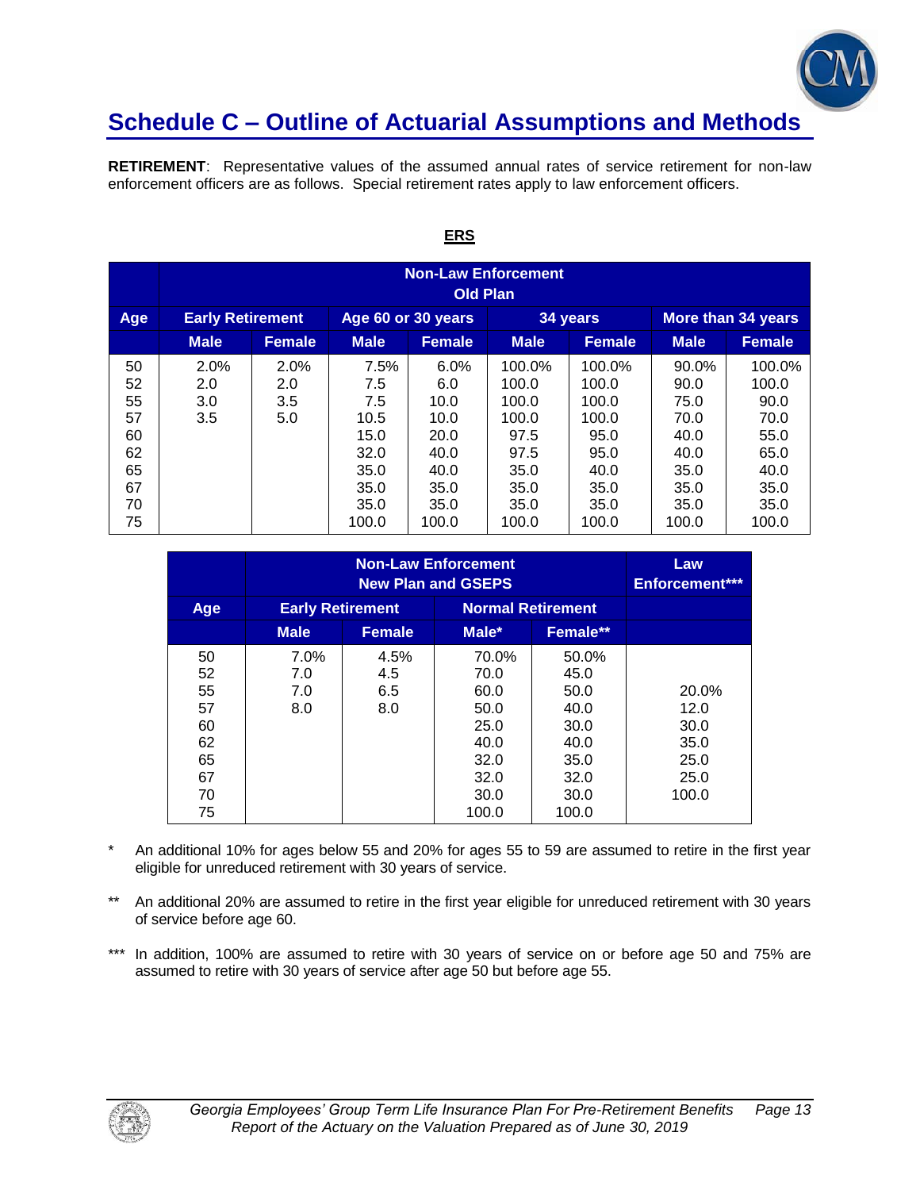## Schedule C – Outline of Actuarial Assumptions and Methods

**RETIREMENT**: Representative values of the assumed annual rates of service retirement for non-law enforcement officers are as follows. Special retirement rates apply to law enforcement officers.

**ERS**

| | Non-Law Enforcement Old Plan | | | | | | | |
|---|---|---|---|---|---|---|---|---|
| **Age** | **Early Retirement** | | **Age 60 or 30 years** | | **34 years** | | **More than 34 years** | |
| | **Male** | **Female** | **Male** | **Female** | **Male** | **Female** | **Male** | **Female** |
| 50 | 2.0% | 2.0% | 7.5% | 6.0% | 100.0% | 100.0% | 90.0% | 100.0% |
| 52 | 2.0 | 2.0 | 7.5 | 6.0 | 100.0 | 100.0 | 90.0 | 100.0 |
| 55 | 3.0 | 3.5 | 7.5 | 10.0 | 100.0 | 100.0 | 75.0 | 90.0 |
| 57 | 3.5 | 5.0 | 10.5 | 10.0 | 100.0 | 100.0 | 70.0 | 70.0 |
| 60 | | | 15.0 | 20.0 | 97.5 | 95.0 | 40.0 | 55.0 |
| 62 | | | 32.0 | 40.0 | 97.5 | 95.0 | 40.0 | 65.0 |
| 65 | | | 35.0 | 40.0 | 35.0 | 40.0 | 35.0 | 40.0 |
| 67 | | | 35.0 | 35.0 | 35.0 | 35.0 | 35.0 | 35.0 |
| 70 | | | 35.0 | 35.0 | 35.0 | 35.0 | 35.0 | 35.0 |
| 75 | | | 100.0 | 100.0 | 100.0 | 100.0 | 100.0 | 100.0 |

| | Non-Law Enforcement New Plan and GSEPS | | | | Law Enforcement*** |
|---|---|---|---|---|---|
| **Age** | **Early Retirement** | | **Normal Retirement** | | |
| | **Male** | **Female** | **Male*** | **Female**** | |
| 50 | 7.0% | 4.5% | 70.0% | 50.0% | |
| 52 | 7.0 | 4.5 | 70.0 | 45.0 | |
| 55 | 7.0 | 6.5 | 60.0 | 50.0 | 20.0% |
| 57 | 8.0 | 8.0 | 50.0 | 40.0 | 12.0 |
| 60 | | | 25.0 | 30.0 | 30.0 |
| 62 | | | 40.0 | 40.0 | 35.0 |
| 65 | | | 32.0 | 35.0 | 25.0 |
| 67 | | | 32.0 | 32.0 | 25.0 |
| 70 | | | 30.0 | 30.0 | 100.0 |
| 75 | | | 100.0 | 100.0 | |

\* An additional 10% for ages below 55 and 20% for ages 55 to 59 are assumed to retire in the first year eligible for unreduced retirement with 30 years of service.

\*\* An additional 20% are assumed to retire in the first year eligible for unreduced retirement with 30 years of service before age 60.

\*\*\* In addition, 100% are assumed to retire with 30 years of service on or before age 50 and 75% are assumed to retire with 30 years of service after age 50 but before age 55.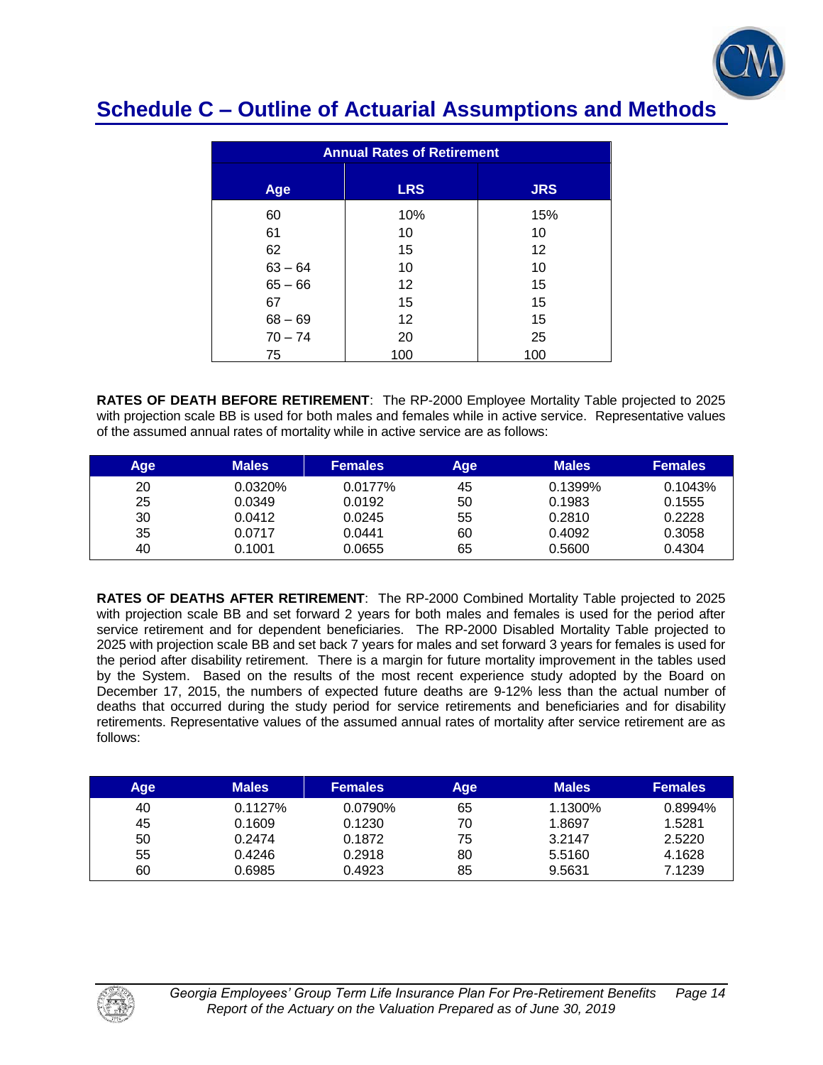## Schedule C – Outline of Actuarial Assumptions and Methods

| Annual Rates of Retirement | | |
|---|---|---|
| Age | LRS | JRS |
| 60 | 10% | 15% |
| 61 | 10 | 10 |
| 62 | 15 | 12 |
| 63 – 64 | 10 | 10 |
| 65 – 66 | 12 | 15 |
| 67 | 15 | 15 |
| 68 – 69 | 12 | 15 |
| 70 – 74 | 20 | 25 |
| 75 | 100 | 100 |

**RATES OF DEATH BEFORE RETIREMENT**: The RP-2000 Employee Mortality Table projected to 2025 with projection scale BB is used for both males and females while in active service. Representative values of the assumed annual rates of mortality while in active service are as follows:

| Age | Males | Females | Age | Males | Females |
|---|---|---|---|---|---|
| 20 | 0.0320% | 0.0177% | 45 | 0.1399% | 0.1043% |
| 25 | 0.0349 | 0.0192 | 50 | 0.1983 | 0.1555 |
| 30 | 0.0412 | 0.0245 | 55 | 0.2810 | 0.2228 |
| 35 | 0.0717 | 0.0441 | 60 | 0.4092 | 0.3058 |
| 40 | 0.1001 | 0.0655 | 65 | 0.5600 | 0.4304 |

**RATES OF DEATHS AFTER RETIREMENT**: The RP-2000 Combined Mortality Table projected to 2025 with projection scale BB and set forward 2 years for both males and females is used for the period after service retirement and for dependent beneficiaries. The RP-2000 Disabled Mortality Table projected to 2025 with projection scale BB and set back 7 years for males and set forward 3 years for females is used for the period after disability retirement. There is a margin for future mortality improvement in the tables used by the System. Based on the results of the most recent experience study adopted by the Board on December 17, 2015, the numbers of expected future deaths are 9-12% less than the actual number of deaths that occurred during the study period for service retirements and beneficiaries and for disability retirements. Representative values of the assumed annual rates of mortality after service retirement are as follows:

| Age | Males | Females | Age | Males | Females |
|---|---|---|---|---|---|
| 40 | 0.1127% | 0.0790% | 65 | 1.1300% | 0.8994% |
| 45 | 0.1609 | 0.1230 | 70 | 1.8697 | 1.5281 |
| 50 | 0.2474 | 0.1872 | 75 | 3.2147 | 2.5220 |
| 55 | 0.4246 | 0.2918 | 80 | 5.5160 | 4.1628 |
| 60 | 0.6985 | 0.4923 | 85 | 9.5631 | 7.1239 |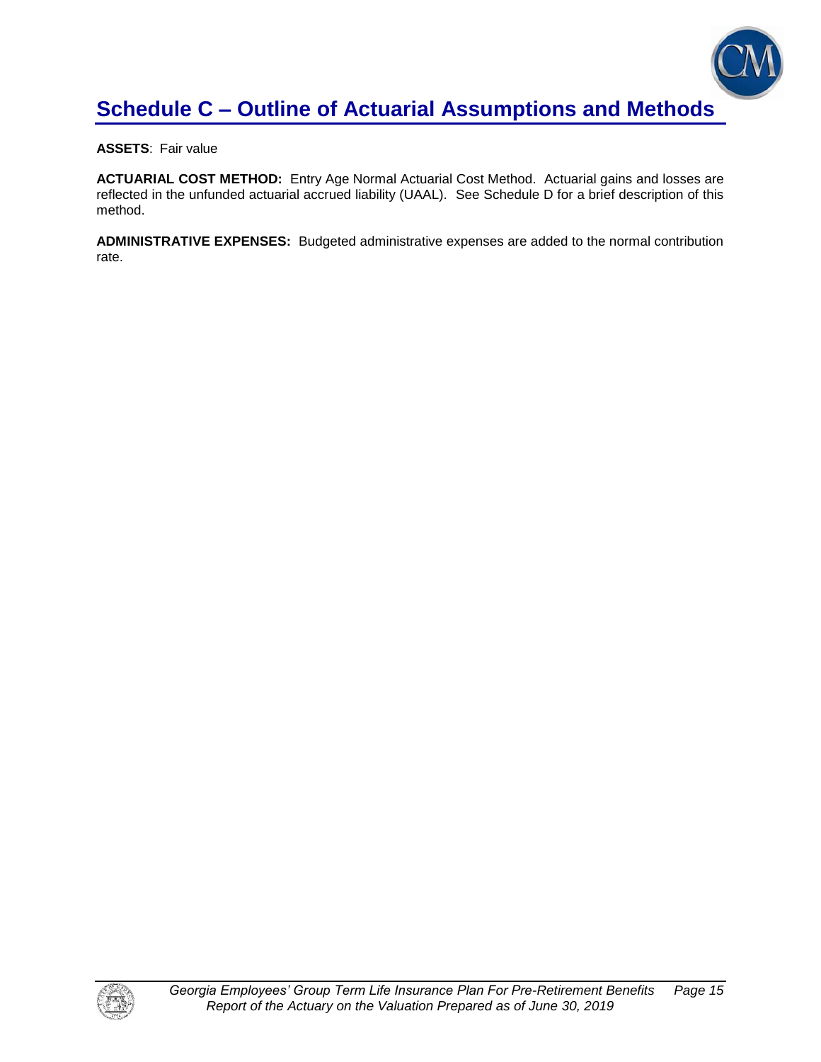# Schedule C – Outline of Actuarial Assumptions and Methods

**ASSETS**: Fair value

**ACTUARIAL COST METHOD:** Entry Age Normal Actuarial Cost Method. Actuarial gains and losses are reflected in the unfunded actuarial accrued liability (UAAL). See Schedule D for a brief description of this method.

**ADMINISTRATIVE EXPENSES:** Budgeted administrative expenses are added to the normal contribution rate.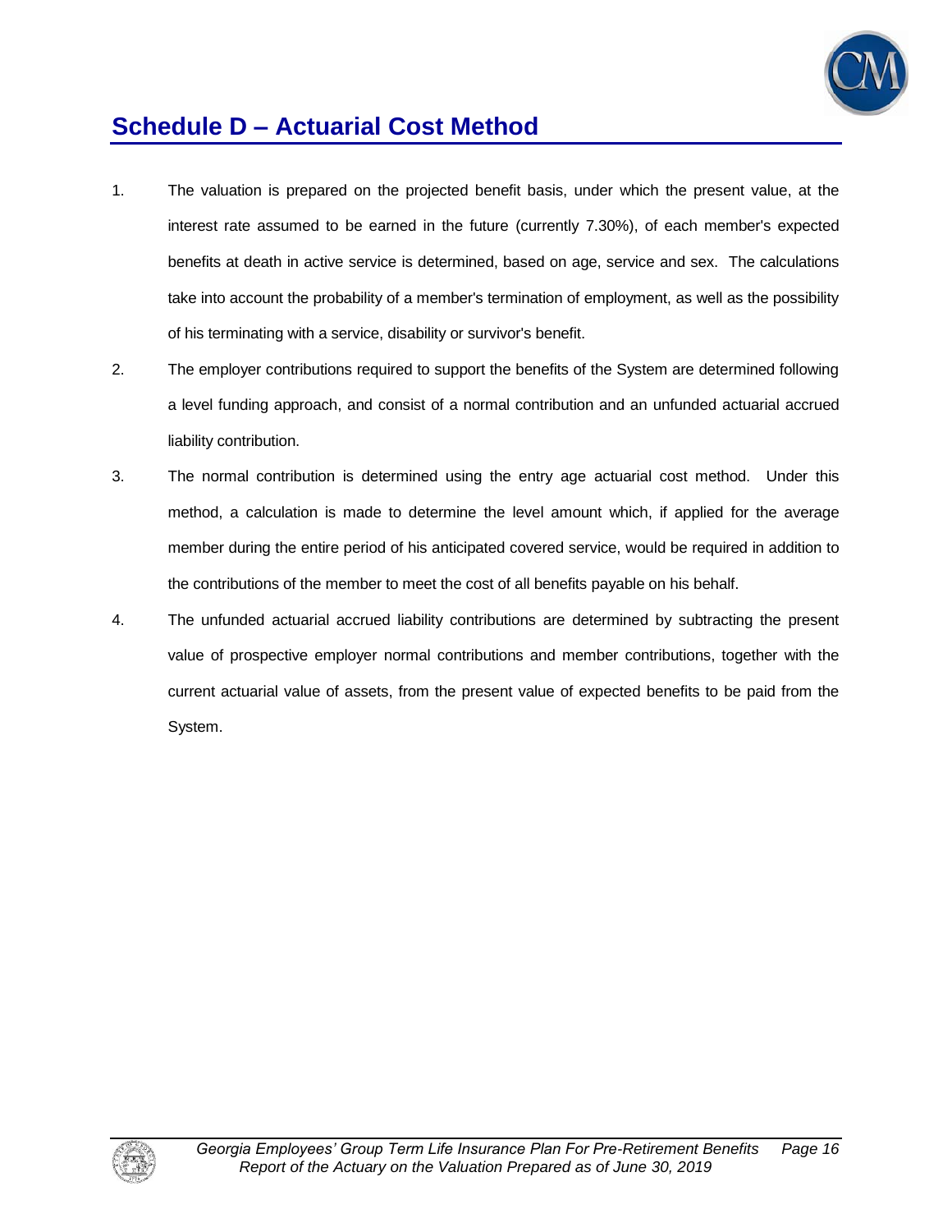# Schedule D – Actuarial Cost Method

1. The valuation is prepared on the projected benefit basis, under which the present value, at the interest rate assumed to be earned in the future (currently 7.30%), of each member's expected benefits at death in active service is determined, based on age, service and sex. The calculations take into account the probability of a member's termination of employment, as well as the possibility of his terminating with a service, disability or survivor's benefit.

2. The employer contributions required to support the benefits of the System are determined following a level funding approach, and consist of a normal contribution and an unfunded actuarial accrued liability contribution.

3. The normal contribution is determined using the entry age actuarial cost method. Under this method, a calculation is made to determine the level amount which, if applied for the average member during the entire period of his anticipated covered service, would be required in addition to the contributions of the member to meet the cost of all benefits payable on his behalf.

4. The unfunded actuarial accrued liability contributions are determined by subtracting the present value of prospective employer normal contributions and member contributions, together with the current actuarial value of assets, from the present value of expected benefits to be paid from the System.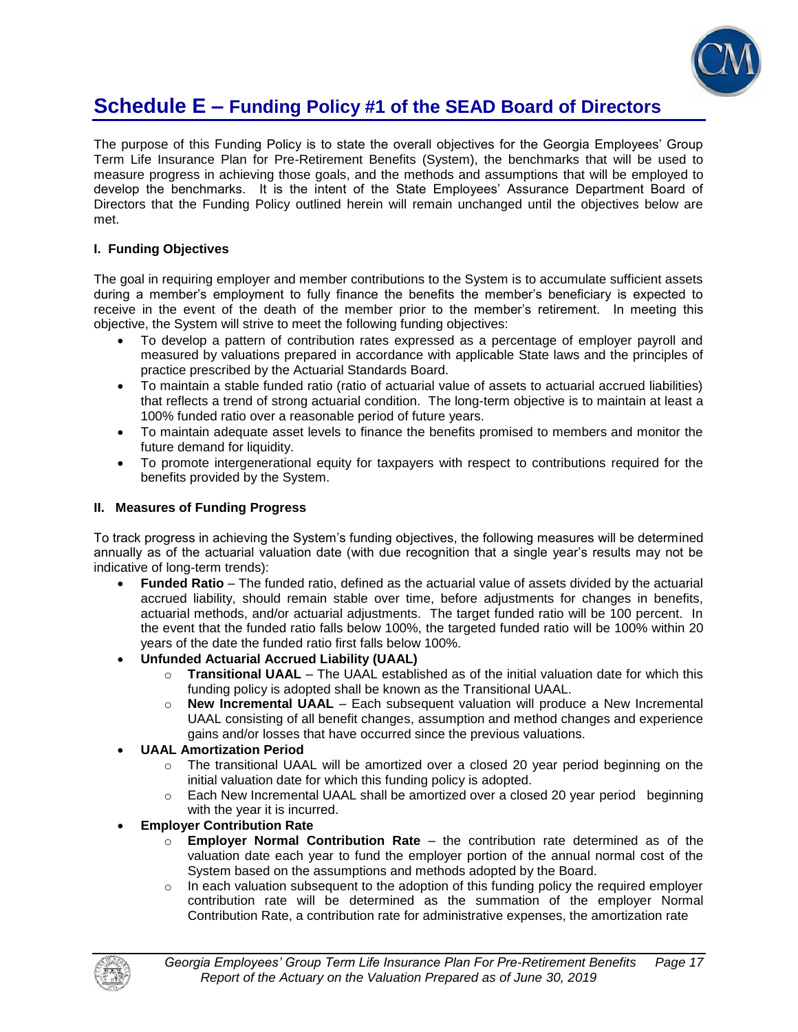# Schedule E – Funding Policy #1 of the SEAD Board of Directors

The purpose of this Funding Policy is to state the overall objectives for the Georgia Employees' Group Term Life Insurance Plan for Pre-Retirement Benefits (System), the benchmarks that will be used to measure progress in achieving those goals, and the methods and assumptions that will be employed to develop the benchmarks. It is the intent of the State Employees' Assurance Department Board of Directors that the Funding Policy outlined herein will remain unchanged until the objectives below are met.

**I. Funding Objectives**

The goal in requiring employer and member contributions to the System is to accumulate sufficient assets during a member's employment to fully finance the benefits the member's beneficiary is expected to receive in the event of the death of the member prior to the member's retirement. In meeting this objective, the System will strive to meet the following funding objectives:

- To develop a pattern of contribution rates expressed as a percentage of employer payroll and measured by valuations prepared in accordance with applicable State laws and the principles of practice prescribed by the Actuarial Standards Board.
- To maintain a stable funded ratio (ratio of actuarial value of assets to actuarial accrued liabilities) that reflects a trend of strong actuarial condition. The long-term objective is to maintain at least a 100% funded ratio over a reasonable period of future years.
- To maintain adequate asset levels to finance the benefits promised to members and monitor the future demand for liquidity.
- To promote intergenerational equity for taxpayers with respect to contributions required for the benefits provided by the System.

**II. Measures of Funding Progress**

To track progress in achieving the System's funding objectives, the following measures will be determined annually as of the actuarial valuation date (with due recognition that a single year's results may not be indicative of long-term trends):

- **Funded Ratio** – The funded ratio, defined as the actuarial value of assets divided by the actuarial accrued liability, should remain stable over time, before adjustments for changes in benefits, actuarial methods, and/or actuarial adjustments. The target funded ratio will be 100 percent. In the event that the funded ratio falls below 100%, the targeted funded ratio will be 100% within 20 years of the date the funded ratio first falls below 100%.
- **Unfunded Actuarial Accrued Liability (UAAL)**
  - **Transitional UAAL** – The UAAL established as of the initial valuation date for which this funding policy is adopted shall be known as the Transitional UAAL.
  - **New Incremental UAAL** – Each subsequent valuation will produce a New Incremental UAAL consisting of all benefit changes, assumption and method changes and experience gains and/or losses that have occurred since the previous valuations.
- **UAAL Amortization Period**
  - The transitional UAAL will be amortized over a closed 20 year period beginning on the initial valuation date for which this funding policy is adopted.
  - Each New Incremental UAAL shall be amortized over a closed 20 year period beginning with the year it is incurred.
- **Employer Contribution Rate**
  - **Employer Normal Contribution Rate** – the contribution rate determined as of the valuation date each year to fund the employer portion of the annual normal cost of the System based on the assumptions and methods adopted by the Board.
  - In each valuation subsequent to the adoption of this funding policy the required employer contribution rate will be determined as the summation of the employer Normal Contribution Rate, a contribution rate for administrative expenses, the amortization rate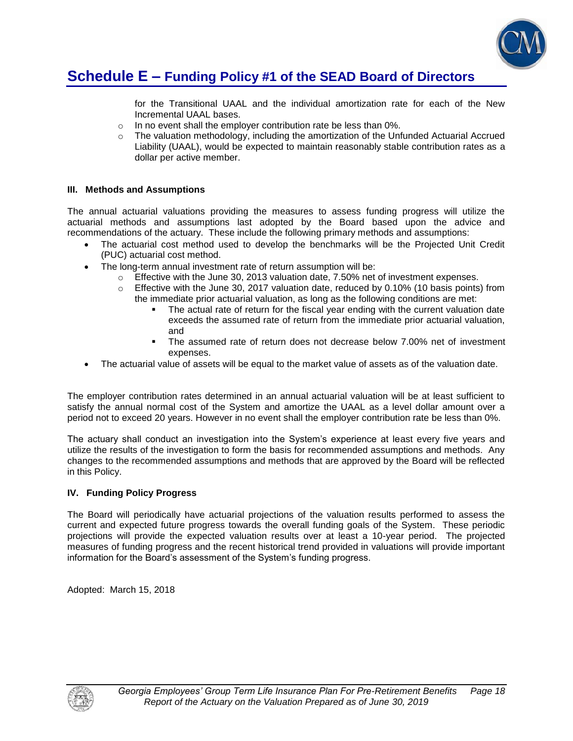## Schedule E – Funding Policy #1 of the SEAD Board of Directors

for the Transitional UAAL and the individual amortization rate for each of the New Incremental UAAL bases.

- In no event shall the employer contribution rate be less than 0%.
- The valuation methodology, including the amortization of the Unfunded Actuarial Accrued Liability (UAAL), would be expected to maintain reasonably stable contribution rates as a dollar per active member.

**III. Methods and Assumptions**

The annual actuarial valuations providing the measures to assess funding progress will utilize the actuarial methods and assumptions last adopted by the Board based upon the advice and recommendations of the actuary. These include the following primary methods and assumptions:

- The actuarial cost method used to develop the benchmarks will be the Projected Unit Credit (PUC) actuarial cost method.
- The long-term annual investment rate of return assumption will be:
  - Effective with the June 30, 2013 valuation date, 7.50% net of investment expenses.
  - Effective with the June 30, 2017 valuation date, reduced by 0.10% (10 basis points) from the immediate prior actuarial valuation, as long as the following conditions are met:
    - The actual rate of return for the fiscal year ending with the current valuation date exceeds the assumed rate of return from the immediate prior actuarial valuation, and
    - The assumed rate of return does not decrease below 7.00% net of investment expenses.
- The actuarial value of assets will be equal to the market value of assets as of the valuation date.

The employer contribution rates determined in an annual actuarial valuation will be at least sufficient to satisfy the annual normal cost of the System and amortize the UAAL as a level dollar amount over a period not to exceed 20 years. However in no event shall the employer contribution rate be less than 0%.

The actuary shall conduct an investigation into the System's experience at least every five years and utilize the results of the investigation to form the basis for recommended assumptions and methods. Any changes to the recommended assumptions and methods that are approved by the Board will be reflected in this Policy.

**IV. Funding Policy Progress**

The Board will periodically have actuarial projections of the valuation results performed to assess the current and expected future progress towards the overall funding goals of the System. These periodic projections will provide the expected valuation results over at least a 10-year period. The projected measures of funding progress and the recent historical trend provided in valuations will provide important information for the Board's assessment of the System's funding progress.

Adopted: March 15, 2018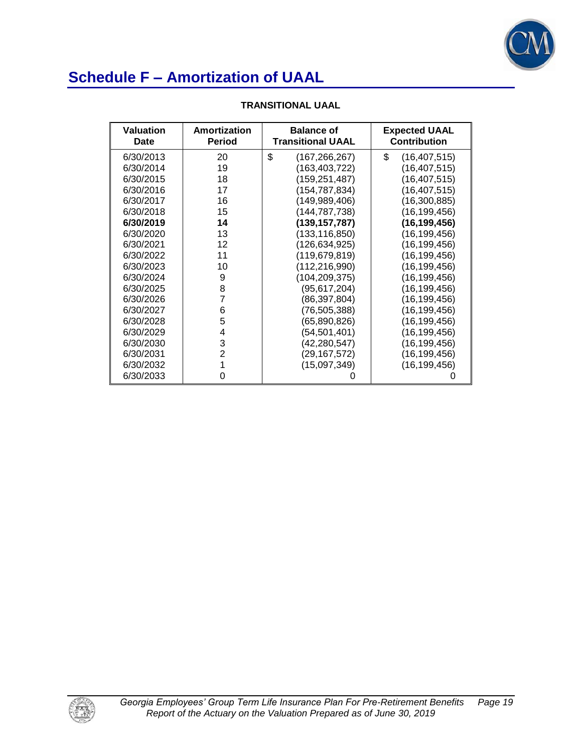# Schedule F – Amortization of UAAL

**TRANSITIONAL UAAL**

| Valuation Date | Amortization Period | Balance of Transitional UAAL | Expected UAAL Contribution |
|---|---|---|---|
| 6/30/2013 | 20 | $ (167,266,267) | $ (16,407,515) |
| 6/30/2014 | 19 | (163,403,722) | (16,407,515) |
| 6/30/2015 | 18 | (159,251,487) | (16,407,515) |
| 6/30/2016 | 17 | (154,787,834) | (16,407,515) |
| 6/30/2017 | 16 | (149,989,406) | (16,300,885) |
| 6/30/2018 | 15 | (144,787,738) | (16,199,456) |
| **6/30/2019** | **14** | **(139,157,787)** | **(16,199,456)** |
| 6/30/2020 | 13 | (133,116,850) | (16,199,456) |
| 6/30/2021 | 12 | (126,634,925) | (16,199,456) |
| 6/30/2022 | 11 | (119,679,819) | (16,199,456) |
| 6/30/2023 | 10 | (112,216,990) | (16,199,456) |
| 6/30/2024 | 9 | (104,209,375) | (16,199,456) |
| 6/30/2025 | 8 | (95,617,204) | (16,199,456) |
| 6/30/2026 | 7 | (86,397,804) | (16,199,456) |
| 6/30/2027 | 6 | (76,505,388) | (16,199,456) |
| 6/30/2028 | 5 | (65,890,826) | (16,199,456) |
| 6/30/2029 | 4 | (54,501,401) | (16,199,456) |
| 6/30/2030 | 3 | (42,280,547) | (16,199,456) |
| 6/30/2031 | 2 | (29,167,572) | (16,199,456) |
| 6/30/2032 | 1 | (15,097,349) | (16,199,456) |
| 6/30/2033 | 0 | 0 | 0 |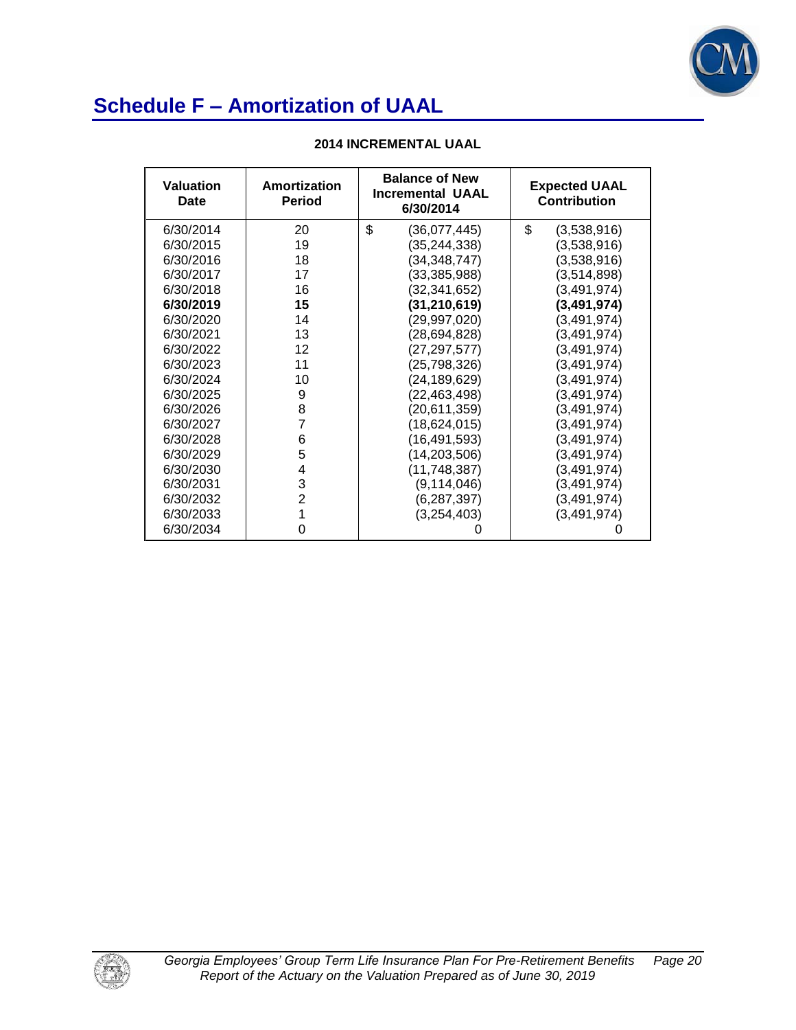# Schedule F – Amortization of UAAL

**2014 INCREMENTAL UAAL**

| Valuation Date | Amortization Period | Balance of New Incremental UAAL 6/30/2014 | Expected UAAL Contribution |
|---|---|---|---|
| 6/30/2014 | 20 | $ (36,077,445) | $ (3,538,916) |
| 6/30/2015 | 19 | (35,244,338) | (3,538,916) |
| 6/30/2016 | 18 | (34,348,747) | (3,538,916) |
| 6/30/2017 | 17 | (33,385,988) | (3,514,898) |
| 6/30/2018 | 16 | (32,341,652) | (3,491,974) |
| **6/30/2019** | **15** | **(31,210,619)** | **(3,491,974)** |
| 6/30/2020 | 14 | (29,997,020) | (3,491,974) |
| 6/30/2021 | 13 | (28,694,828) | (3,491,974) |
| 6/30/2022 | 12 | (27,297,577) | (3,491,974) |
| 6/30/2023 | 11 | (25,798,326) | (3,491,974) |
| 6/30/2024 | 10 | (24,189,629) | (3,491,974) |
| 6/30/2025 | 9 | (22,463,498) | (3,491,974) |
| 6/30/2026 | 8 | (20,611,359) | (3,491,974) |
| 6/30/2027 | 7 | (18,624,015) | (3,491,974) |
| 6/30/2028 | 6 | (16,491,593) | (3,491,974) |
| 6/30/2029 | 5 | (14,203,506) | (3,491,974) |
| 6/30/2030 | 4 | (11,748,387) | (3,491,974) |
| 6/30/2031 | 3 | (9,114,046) | (3,491,974) |
| 6/30/2032 | 2 | (6,287,397) | (3,491,974) |
| 6/30/2033 | 1 | (3,254,403) | (3,491,974) |
| 6/30/2034 | 0 | 0 | 0 |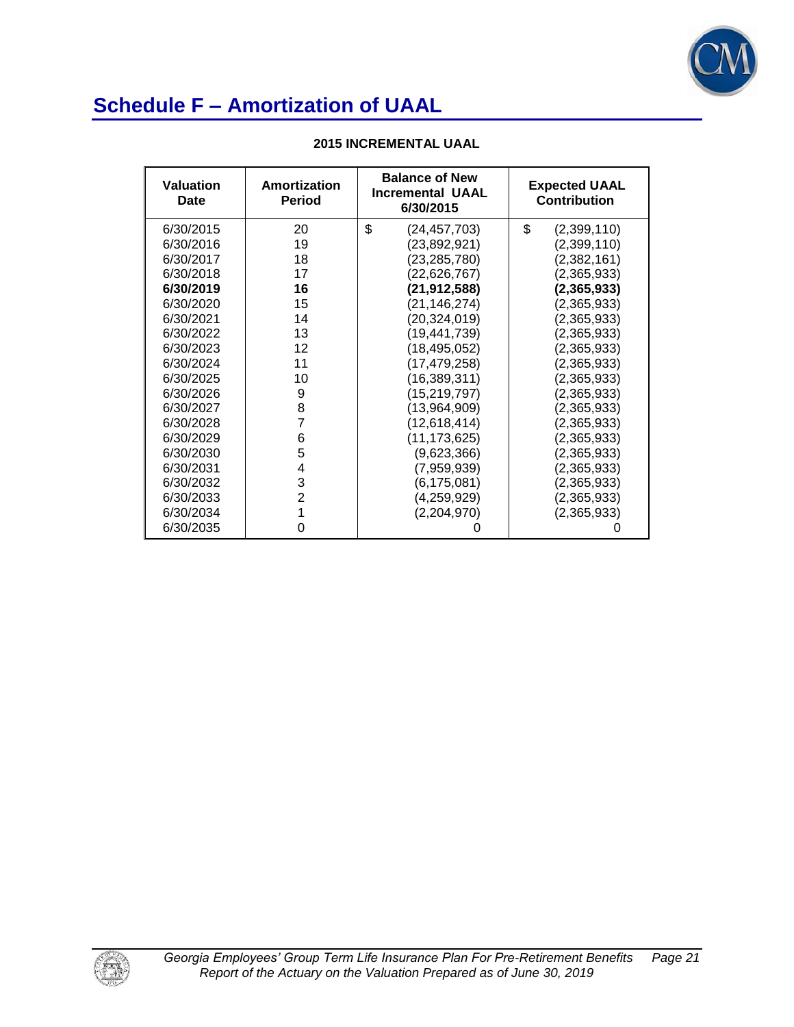# Schedule F – Amortization of UAAL

**2015 INCREMENTAL UAAL**

| Valuation Date | Amortization Period | Balance of New Incremental UAAL 6/30/2015 | Expected UAAL Contribution |
|---|---|---|---|
| 6/30/2015 | 20 | $ (24,457,703) | $ (2,399,110) |
| 6/30/2016 | 19 | (23,892,921) | (2,399,110) |
| 6/30/2017 | 18 | (23,285,780) | (2,382,161) |
| 6/30/2018 | 17 | (22,626,767) | (2,365,933) |
| **6/30/2019** | **16** | **(21,912,588)** | **(2,365,933)** |
| 6/30/2020 | 15 | (21,146,274) | (2,365,933) |
| 6/30/2021 | 14 | (20,324,019) | (2,365,933) |
| 6/30/2022 | 13 | (19,441,739) | (2,365,933) |
| 6/30/2023 | 12 | (18,495,052) | (2,365,933) |
| 6/30/2024 | 11 | (17,479,258) | (2,365,933) |
| 6/30/2025 | 10 | (16,389,311) | (2,365,933) |
| 6/30/2026 | 9 | (15,219,797) | (2,365,933) |
| 6/30/2027 | 8 | (13,964,909) | (2,365,933) |
| 6/30/2028 | 7 | (12,618,414) | (2,365,933) |
| 6/30/2029 | 6 | (11,173,625) | (2,365,933) |
| 6/30/2030 | 5 | (9,623,366) | (2,365,933) |
| 6/30/2031 | 4 | (7,959,939) | (2,365,933) |
| 6/30/2032 | 3 | (6,175,081) | (2,365,933) |
| 6/30/2033 | 2 | (4,259,929) | (2,365,933) |
| 6/30/2034 | 1 | (2,204,970) | (2,365,933) |
| 6/30/2035 | 0 | 0 | 0 |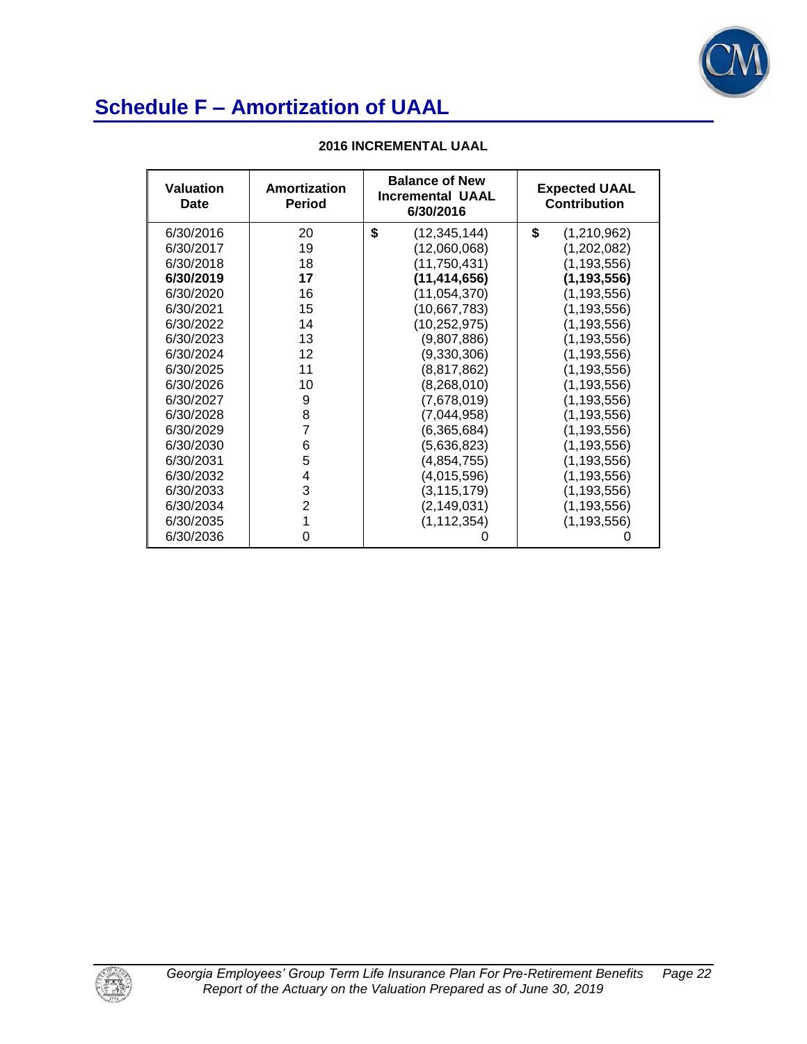# Schedule F – Amortization of UAAL

**2016 INCREMENTAL UAAL**

| Valuation Date | Amortization Period | Balance of New Incremental UAAL 6/30/2016 | Expected UAAL Contribution |
|---|---|---|---|
| 6/30/2016 | 20 | $ (12,345,144) | $ (1,210,962) |
| 6/30/2017 | 19 | (12,060,068) | (1,202,082) |
| 6/30/2018 | 18 | (11,750,431) | (1,193,556) |
| **6/30/2019** | **17** | **(11,414,656)** | **(1,193,556)** |
| 6/30/2020 | 16 | (11,054,370) | (1,193,556) |
| 6/30/2021 | 15 | (10,667,783) | (1,193,556) |
| 6/30/2022 | 14 | (10,252,975) | (1,193,556) |
| 6/30/2023 | 13 | (9,807,886) | (1,193,556) |
| 6/30/2024 | 12 | (9,330,306) | (1,193,556) |
| 6/30/2025 | 11 | (8,817,862) | (1,193,556) |
| 6/30/2026 | 10 | (8,268,010) | (1,193,556) |
| 6/30/2027 | 9 | (7,678,019) | (1,193,556) |
| 6/30/2028 | 8 | (7,044,958) | (1,193,556) |
| 6/30/2029 | 7 | (6,365,684) | (1,193,556) |
| 6/30/2030 | 6 | (5,636,823) | (1,193,556) |
| 6/30/2031 | 5 | (4,854,755) | (1,193,556) |
| 6/30/2032 | 4 | (4,015,596) | (1,193,556) |
| 6/30/2033 | 3 | (3,115,179) | (1,193,556) |
| 6/30/2034 | 2 | (2,149,031) | (1,193,556) |
| 6/30/2035 | 1 | (1,112,354) | (1,193,556) |
| 6/30/2036 | 0 | 0 | 0 |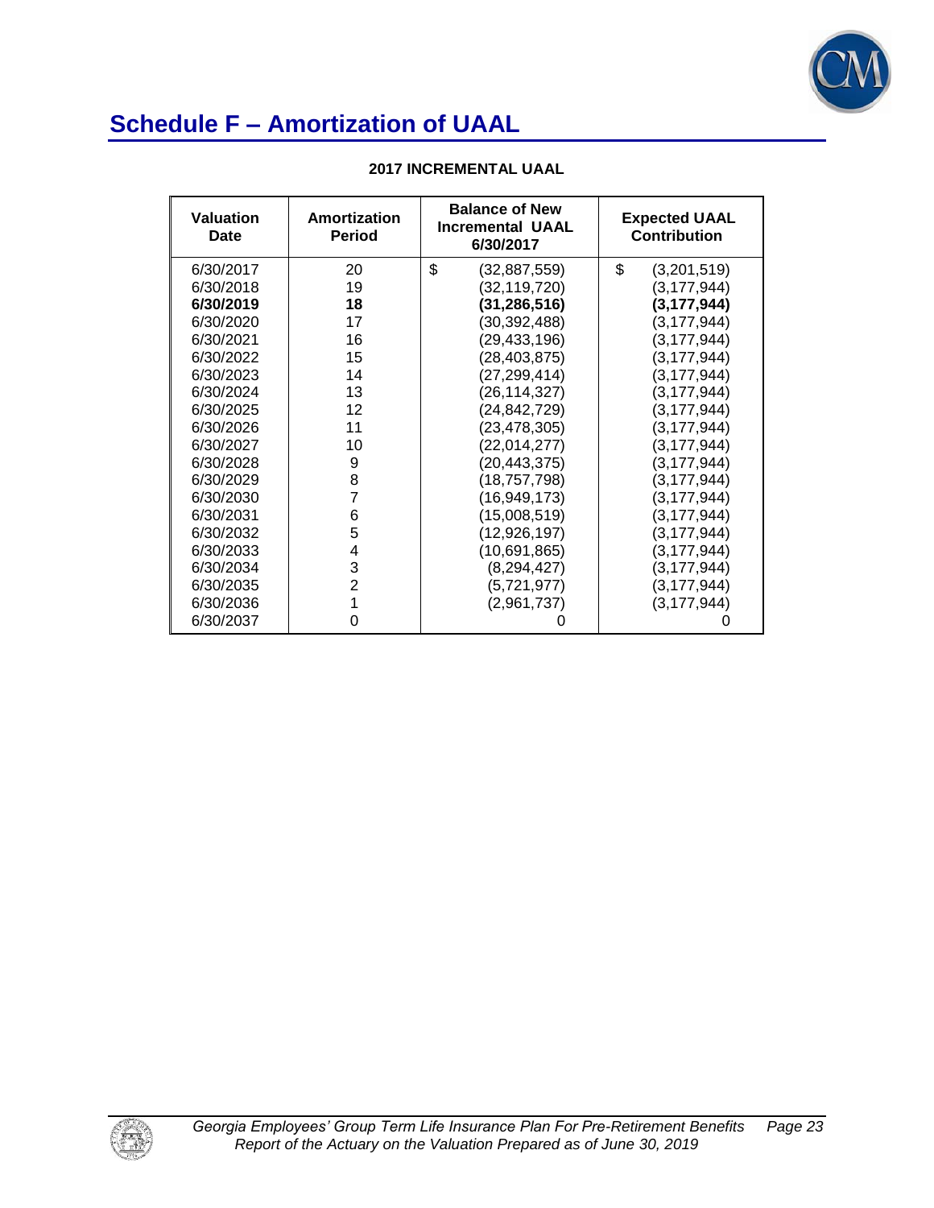# Schedule F – Amortization of UAAL

**2017 INCREMENTAL UAAL**

| Valuation Date | Amortization Period | Balance of New Incremental UAAL 6/30/2017 | Expected UAAL Contribution |
|---|---|---|---|
| 6/30/2017 | 20 | $ (32,887,559) | $ (3,201,519) |
| 6/30/2018 | 19 | (32,119,720) | (3,177,944) |
| **6/30/2019** | **18** | **(31,286,516)** | **(3,177,944)** |
| 6/30/2020 | 17 | (30,392,488) | (3,177,944) |
| 6/30/2021 | 16 | (29,433,196) | (3,177,944) |
| 6/30/2022 | 15 | (28,403,875) | (3,177,944) |
| 6/30/2023 | 14 | (27,299,414) | (3,177,944) |
| 6/30/2024 | 13 | (26,114,327) | (3,177,944) |
| 6/30/2025 | 12 | (24,842,729) | (3,177,944) |
| 6/30/2026 | 11 | (23,478,305) | (3,177,944) |
| 6/30/2027 | 10 | (22,014,277) | (3,177,944) |
| 6/30/2028 | 9 | (20,443,375) | (3,177,944) |
| 6/30/2029 | 8 | (18,757,798) | (3,177,944) |
| 6/30/2030 | 7 | (16,949,173) | (3,177,944) |
| 6/30/2031 | 6 | (15,008,519) | (3,177,944) |
| 6/30/2032 | 5 | (12,926,197) | (3,177,944) |
| 6/30/2033 | 4 | (10,691,865) | (3,177,944) |
| 6/30/2034 | 3 | (8,294,427) | (3,177,944) |
| 6/30/2035 | 2 | (5,721,977) | (3,177,944) |
| 6/30/2036 | 1 | (2,961,737) | (3,177,944) |
| 6/30/2037 | 0 | 0 | 0 |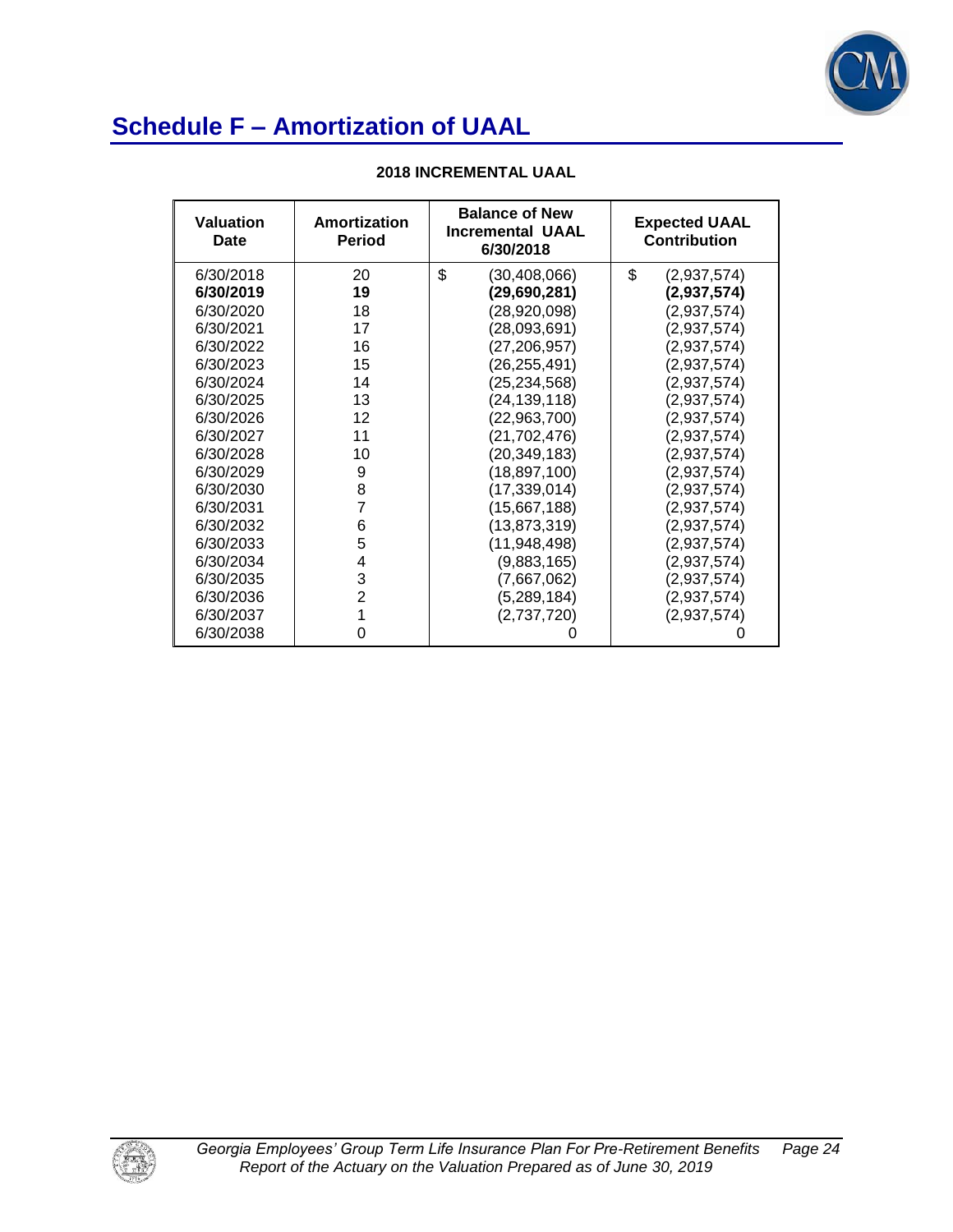# Schedule F – Amortization of UAAL

**2018 INCREMENTAL UAAL**

| Valuation Date | Amortization Period | Balance of New Incremental UAAL 6/30/2018 | Expected UAAL Contribution |
|---|---|---|---|
| 6/30/2018 | 20 | $ (30,408,066) | $ (2,937,574) |
| **6/30/2019** | **19** | **(29,690,281)** | **(2,937,574)** |
| 6/30/2020 | 18 | (28,920,098) | (2,937,574) |
| 6/30/2021 | 17 | (28,093,691) | (2,937,574) |
| 6/30/2022 | 16 | (27,206,957) | (2,937,574) |
| 6/30/2023 | 15 | (26,255,491) | (2,937,574) |
| 6/30/2024 | 14 | (25,234,568) | (2,937,574) |
| 6/30/2025 | 13 | (24,139,118) | (2,937,574) |
| 6/30/2026 | 12 | (22,963,700) | (2,937,574) |
| 6/30/2027 | 11 | (21,702,476) | (2,937,574) |
| 6/30/2028 | 10 | (20,349,183) | (2,937,574) |
| 6/30/2029 | 9 | (18,897,100) | (2,937,574) |
| 6/30/2030 | 8 | (17,339,014) | (2,937,574) |
| 6/30/2031 | 7 | (15,667,188) | (2,937,574) |
| 6/30/2032 | 6 | (13,873,319) | (2,937,574) |
| 6/30/2033 | 5 | (11,948,498) | (2,937,574) |
| 6/30/2034 | 4 | (9,883,165) | (2,937,574) |
| 6/30/2035 | 3 | (7,667,062) | (2,937,574) |
| 6/30/2036 | 2 | (5,289,184) | (2,937,574) |
| 6/30/2037 | 1 | (2,737,720) | (2,937,574) |
| 6/30/2038 | 0 | 0 | 0 |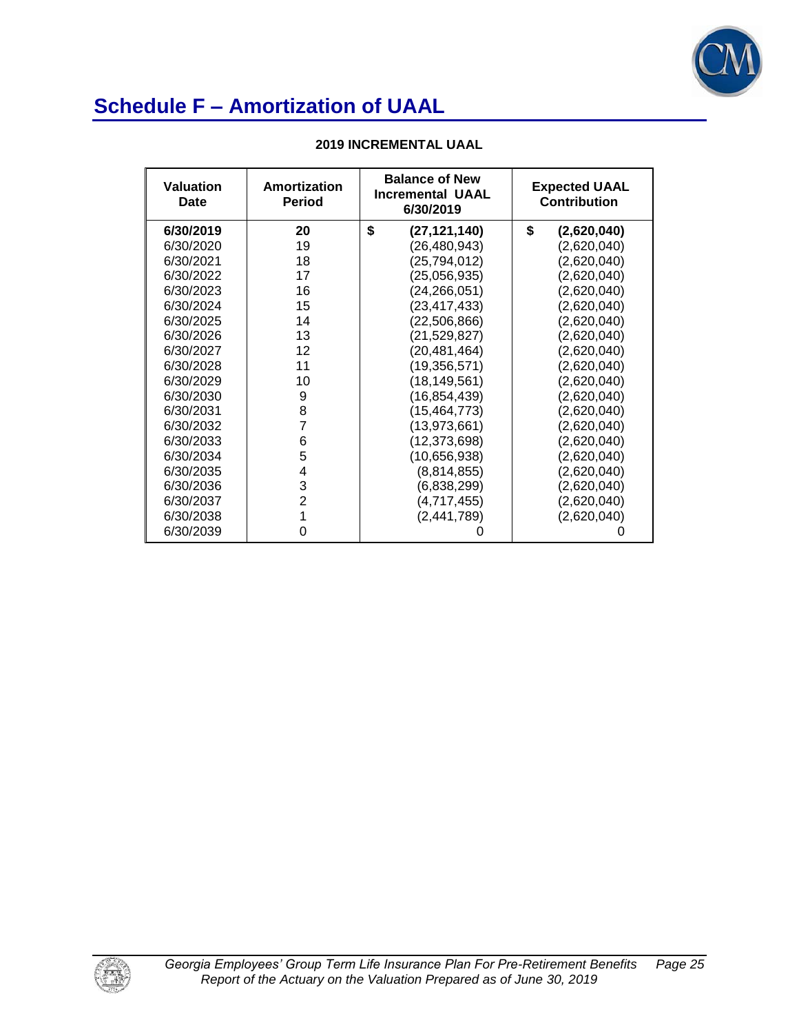# Schedule F – Amortization of UAAL

**2019 INCREMENTAL UAAL**

| Valuation Date | Amortization Period | Balance of New Incremental UAAL 6/30/2019 | Expected UAAL Contribution |
|---|---|---|---|
| **6/30/2019** | **20** | **$ (27,121,140)** | **$ (2,620,040)** |
| 6/30/2020 | 19 | (26,480,943) | (2,620,040) |
| 6/30/2021 | 18 | (25,794,012) | (2,620,040) |
| 6/30/2022 | 17 | (25,056,935) | (2,620,040) |
| 6/30/2023 | 16 | (24,266,051) | (2,620,040) |
| 6/30/2024 | 15 | (23,417,433) | (2,620,040) |
| 6/30/2025 | 14 | (22,506,866) | (2,620,040) |
| 6/30/2026 | 13 | (21,529,827) | (2,620,040) |
| 6/30/2027 | 12 | (20,481,464) | (2,620,040) |
| 6/30/2028 | 11 | (19,356,571) | (2,620,040) |
| 6/30/2029 | 10 | (18,149,561) | (2,620,040) |
| 6/30/2030 | 9 | (16,854,439) | (2,620,040) |
| 6/30/2031 | 8 | (15,464,773) | (2,620,040) |
| 6/30/2032 | 7 | (13,973,661) | (2,620,040) |
| 6/30/2033 | 6 | (12,373,698) | (2,620,040) |
| 6/30/2034 | 5 | (10,656,938) | (2,620,040) |
| 6/30/2035 | 4 | (8,814,855) | (2,620,040) |
| 6/30/2036 | 3 | (6,838,299) | (2,620,040) |
| 6/30/2037 | 2 | (4,717,455) | (2,620,040) |
| 6/30/2038 | 1 | (2,441,789) | (2,620,040) |
| 6/30/2039 | 0 | 0 | 0 |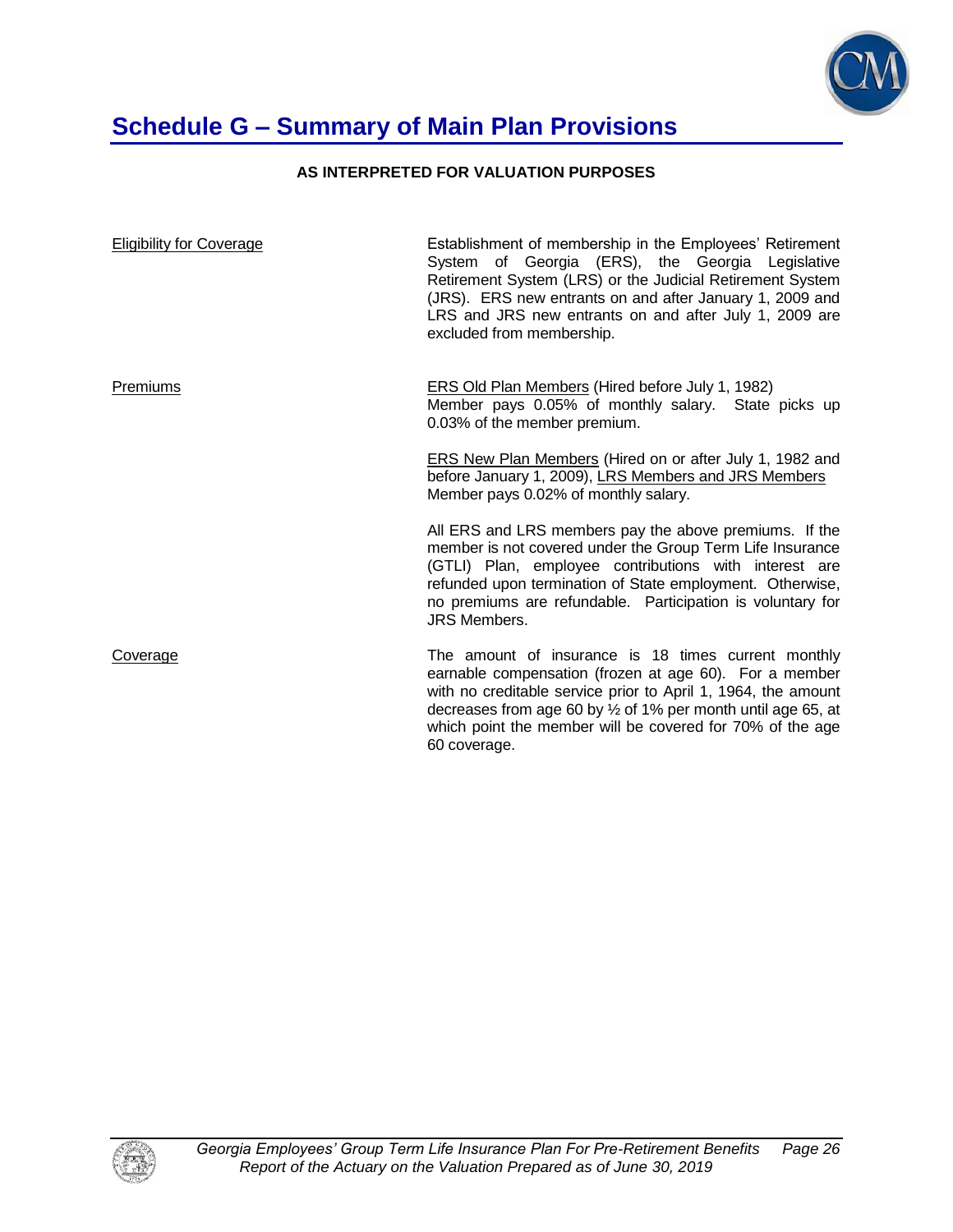# Schedule G – Summary of Main Plan Provisions

**AS INTERPRETED FOR VALUATION PURPOSES**

| | |
|---|---|
| Eligibility for Coverage | Establishment of membership in the Employees' Retirement System of Georgia (ERS), the Georgia Legislative Retirement System (LRS) or the Judicial Retirement System (JRS). ERS new entrants on and after January 1, 2009 and LRS and JRS new entrants on and after July 1, 2009 are excluded from membership. |
| Premiums | ERS Old Plan Members (Hired before July 1, 1982) Member pays 0.05% of monthly salary. State picks up 0.03% of the member premium.<br><br>ERS New Plan Members (Hired on or after July 1, 1982 and before January 1, 2009), LRS Members and JRS Members Member pays 0.02% of monthly salary.<br><br>All ERS and LRS members pay the above premiums. If the member is not covered under the Group Term Life Insurance (GTLI) Plan, employee contributions with interest are refunded upon termination of State employment. Otherwise, no premiums are refundable. Participation is voluntary for JRS Members. |
| Coverage | The amount of insurance is 18 times current monthly earnable compensation (frozen at age 60). For a member with no creditable service prior to April 1, 1964, the amount decreases from age 60 by ½ of 1% per month until age 65, at which point the member will be covered for 70% of the age 60 coverage. |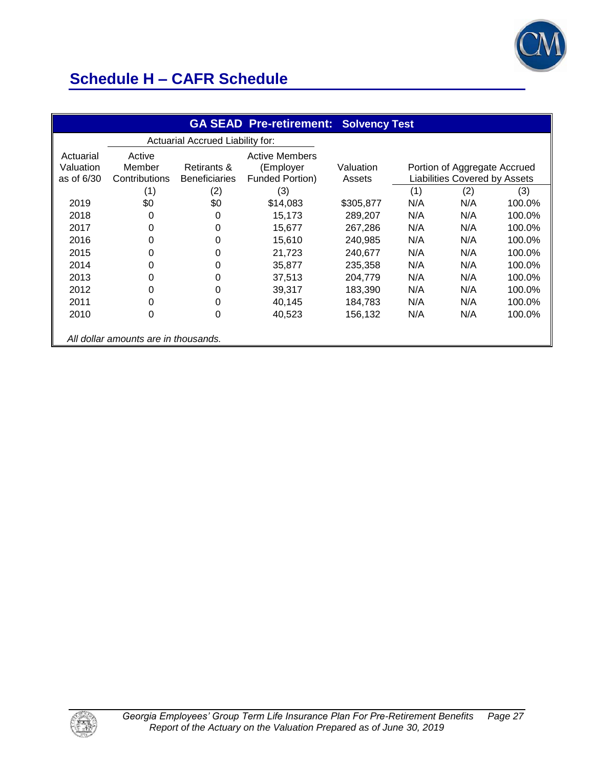# Schedule H – CAFR Schedule

| GA SEAD Pre-retirement: Solvency Test | | | | | | | |
|---|---|---|---|---|---|---|---|
| | Actuarial Accrued Liability for: | | | | | | |
| Actuarial Valuation as of 6/30 | Active Member Contributions | Retirants & Beneficiaries | Active Members (Employer Funded Portion) | Valuation Assets | Portion of Aggregate Accrued Liabilities Covered by Assets | | |
| | (1) | (2) | (3) | | (1) | (2) | (3) |
| 2019 | $0 | $0 | $14,083 | $305,877 | N/A | N/A | 100.0% |
| 2018 | 0 | 0 | 15,173 | 289,207 | N/A | N/A | 100.0% |
| 2017 | 0 | 0 | 15,677 | 267,286 | N/A | N/A | 100.0% |
| 2016 | 0 | 0 | 15,610 | 240,985 | N/A | N/A | 100.0% |
| 2015 | 0 | 0 | 21,723 | 240,677 | N/A | N/A | 100.0% |
| 2014 | 0 | 0 | 35,877 | 235,358 | N/A | N/A | 100.0% |
| 2013 | 0 | 0 | 37,513 | 204,779 | N/A | N/A | 100.0% |
| 2012 | 0 | 0 | 39,317 | 183,390 | N/A | N/A | 100.0% |
| 2011 | 0 | 0 | 40,145 | 184,783 | N/A | N/A | 100.0% |
| 2010 | 0 | 0 | 40,523 | 156,132 | N/A | N/A | 100.0% |

*All dollar amounts are in thousands.*